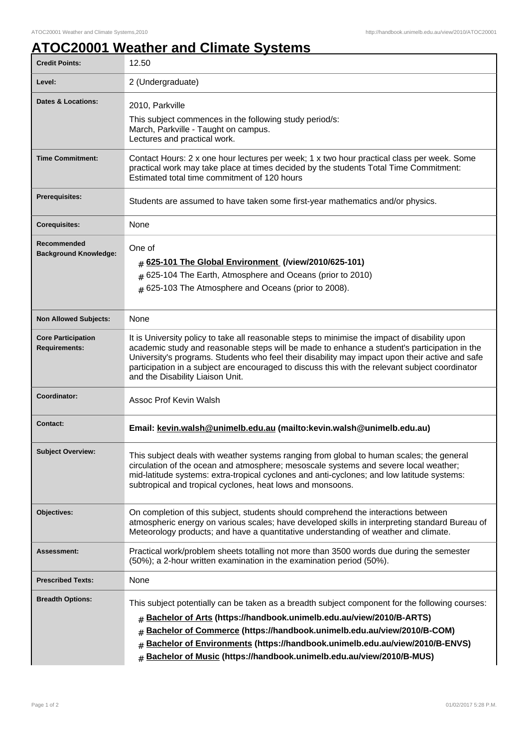# ATOC20001 Weather and Climate Systems

| | |
|---|---|
| **Credit Points:** | 12.50 |
| **Level:** | 2 (Undergraduate) |
| **Dates & Locations:** | 2010, Parkville<br>This subject commences in the following study period/s:<br>March, Parkville - Taught on campus.<br>Lectures and practical work. |
| **Time Commitment:** | Contact Hours: 2 x one hour lectures per week; 1 x two hour practical class per week. Some practical work may take place at times decided by the students Total Time Commitment: Estimated total time commitment of 120 hours |
| **Prerequisites:** | Students are assumed to have taken some first-year mathematics and/or physics. |
| **Corequisites:** | None |
| **Recommended Background Knowledge:** | One of<br># **625-101 The Global Environment (/view/2010/625-101)**<br># 625-104 The Earth, Atmosphere and Oceans (prior to 2010)<br># 625-103 The Atmosphere and Oceans (prior to 2008). |
| **Non Allowed Subjects:** | None |
| **Core Participation Requirements:** | It is University policy to take all reasonable steps to minimise the impact of disability upon academic study and reasonable steps will be made to enhance a student's participation in the University's programs. Students who feel their disability may impact upon their active and safe participation in a subject are encouraged to discuss this with the relevant subject coordinator and the Disability Liaison Unit. |
| **Coordinator:** | Assoc Prof Kevin Walsh |
| **Contact:** | **Email: kevin.walsh@unimelb.edu.au (mailto:kevin.walsh@unimelb.edu.au)** |
| **Subject Overview:** | This subject deals with weather systems ranging from global to human scales; the general circulation of the ocean and atmosphere; mesoscale systems and severe local weather; mid-latitude systems: extra-tropical cyclones and anti-cyclones; and low latitude systems: subtropical and tropical cyclones, heat lows and monsoons. |
| **Objectives:** | On completion of this subject, students should comprehend the interactions between atmospheric energy on various scales; have developed skills in interpreting standard Bureau of Meteorology products; and have a quantitative understanding of weather and climate. |
| **Assessment:** | Practical work/problem sheets totalling not more than 3500 words due during the semester (50%); a 2-hour written examination in the examination period (50%). |
| **Prescribed Texts:** | None |
| **Breadth Options:** | This subject potentially can be taken as a breadth subject component for the following courses:<br># **Bachelor of Arts (https://handbook.unimelb.edu.au/view/2010/B-ARTS)**<br># **Bachelor of Commerce (https://handbook.unimelb.edu.au/view/2010/B-COM)**<br># **Bachelor of Environments (https://handbook.unimelb.edu.au/view/2010/B-ENVS)**<br># **Bachelor of Music (https://handbook.unimelb.edu.au/view/2010/B-MUS)** |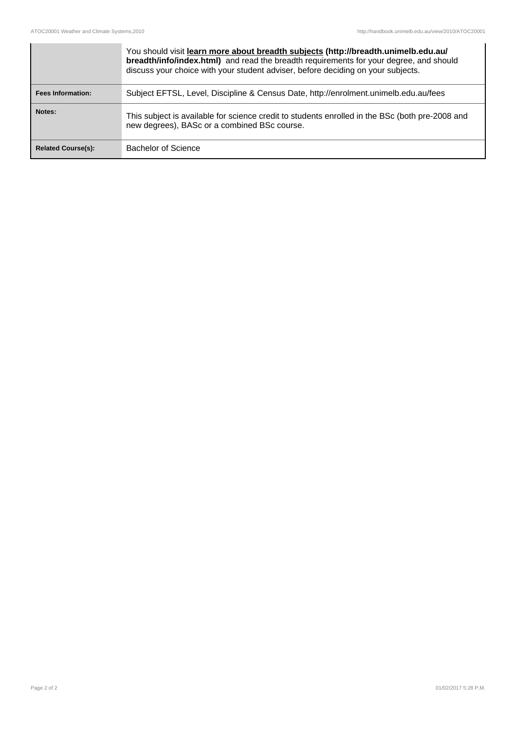| | |
|---|---|
| | You should visit **learn more about breadth subjects (http://breadth.unimelb.edu.au/breadth/info/index.html)** and read the breadth requirements for your degree, and should discuss your choice with your student adviser, before deciding on your subjects. |
| **Fees Information:** | Subject EFTSL, Level, Discipline & Census Date, http://enrolment.unimelb.edu.au/fees |
| **Notes:** | This subject is available for science credit to students enrolled in the BSc (both pre-2008 and new degrees), BASc or a combined BSc course. |
| **Related Course(s):** | Bachelor of Science |